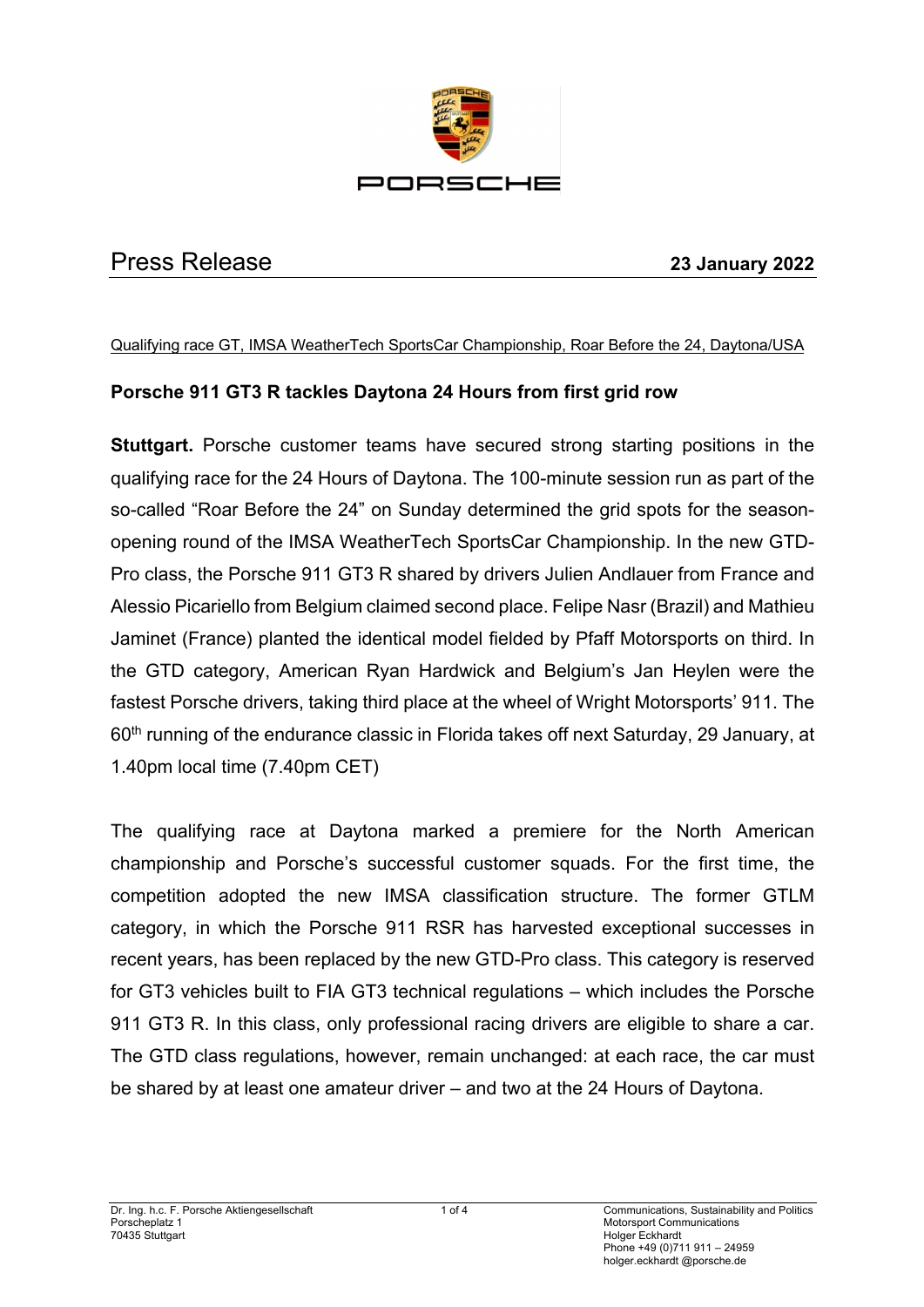PORSCHE

# Press Release

**23 January 2022**

Qualifying race GT, IMSA WeatherTech SportsCar Championship, Roar Before the 24, Daytona/USA

## Porsche 911 GT3 R tackles Daytona 24 Hours from first grid row

**Stuttgart.** Porsche customer teams have secured strong starting positions in the qualifying race for the 24 Hours of Daytona. The 100-minute session run as part of the so-called "Roar Before the 24" on Sunday determined the grid spots for the season-opening round of the IMSA WeatherTech SportsCar Championship. In the new GTD-Pro class, the Porsche 911 GT3 R shared by drivers Julien Andlauer from France and Alessio Picariello from Belgium claimed second place. Felipe Nasr (Brazil) and Mathieu Jaminet (France) planted the identical model fielded by Pfaff Motorsports on third. In the GTD category, American Ryan Hardwick and Belgium's Jan Heylen were the fastest Porsche drivers, taking third place at the wheel of Wright Motorsports' 911. The 60th running of the endurance classic in Florida takes off next Saturday, 29 January, at 1.40pm local time (7.40pm CET)

The qualifying race at Daytona marked a premiere for the North American championship and Porsche's successful customer squads. For the first time, the competition adopted the new IMSA classification structure. The former GTLM category, in which the Porsche 911 RSR has harvested exceptional successes in recent years, has been replaced by the new GTD-Pro class. This category is reserved for GT3 vehicles built to FIA GT3 technical regulations – which includes the Porsche 911 GT3 R. In this class, only professional racing drivers are eligible to share a car. The GTD class regulations, however, remain unchanged: at each race, the car must be shared by at least one amateur driver – and two at the 24 Hours of Daytona.

Dr. Ing. h.c. F. Porsche Aktiengesellschaft
Porscheplatz 1
70435 Stuttgart

Communications, Sustainability and Politics
Motorsport Communications
Holger Eckhardt
Phone +49 (0)711 911 – 24959
holger.eckhardt @porsche.de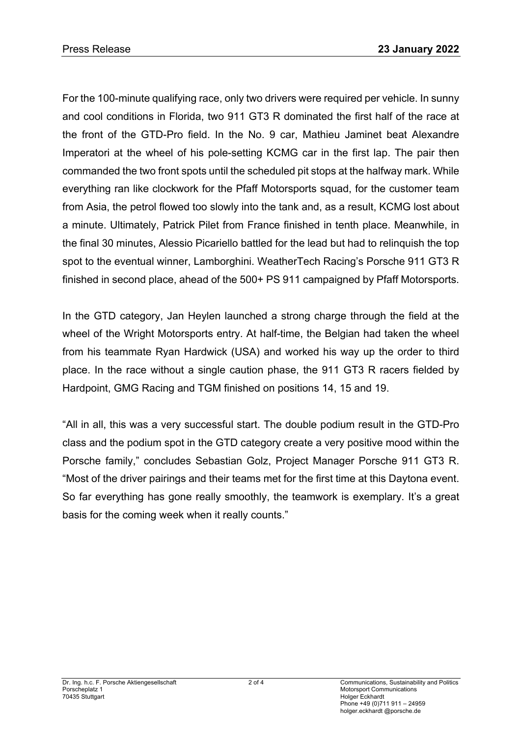For the 100-minute qualifying race, only two drivers were required per vehicle. In sunny and cool conditions in Florida, two 911 GT3 R dominated the first half of the race at the front of the GTD-Pro field. In the No. 9 car, Mathieu Jaminet beat Alexandre Imperatori at the wheel of his pole-setting KCMG car in the first lap. The pair then commanded the two front spots until the scheduled pit stops at the halfway mark. While everything ran like clockwork for the Pfaff Motorsports squad, for the customer team from Asia, the petrol flowed too slowly into the tank and, as a result, KCMG lost about a minute. Ultimately, Patrick Pilet from France finished in tenth place. Meanwhile, in the final 30 minutes, Alessio Picariello battled for the lead but had to relinquish the top spot to the eventual winner, Lamborghini. WeatherTech Racing's Porsche 911 GT3 R finished in second place, ahead of the 500+ PS 911 campaigned by Pfaff Motorsports.

In the GTD category, Jan Heylen launched a strong charge through the field at the wheel of the Wright Motorsports entry. At half-time, the Belgian had taken the wheel from his teammate Ryan Hardwick (USA) and worked his way up the order to third place. In the race without a single caution phase, the 911 GT3 R racers fielded by Hardpoint, GMG Racing and TGM finished on positions 14, 15 and 19.

"All in all, this was a very successful start. The double podium result in the GTD-Pro class and the podium spot in the GTD category create a very positive mood within the Porsche family," concludes Sebastian Golz, Project Manager Porsche 911 GT3 R. "Most of the driver pairings and their teams met for the first time at this Daytona event. So far everything has gone really smoothly, the teamwork is exemplary. It's a great basis for the coming week when it really counts."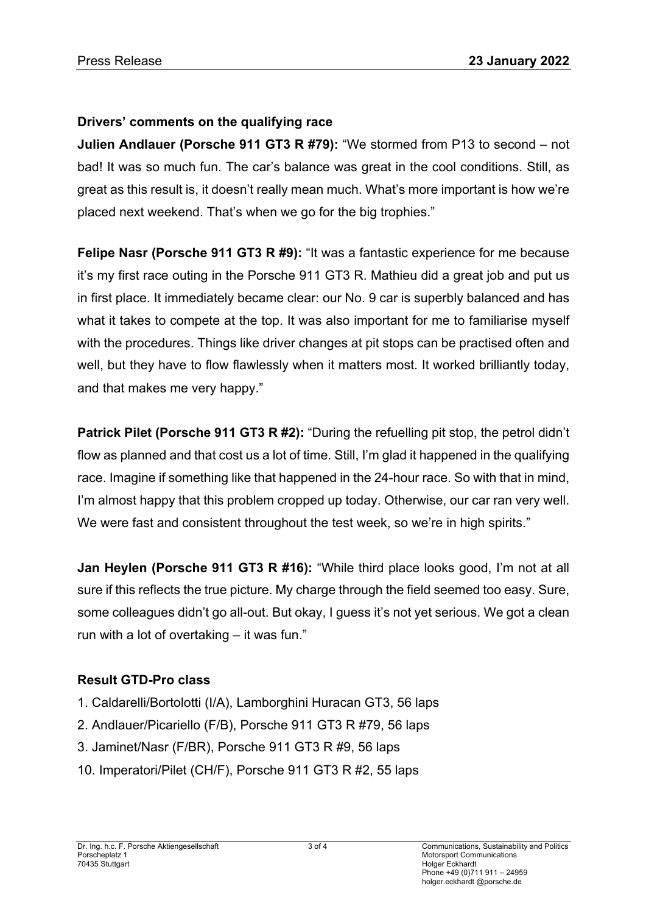**Drivers' comments on the qualifying race**

**Julien Andlauer (Porsche 911 GT3 R #79):** "We stormed from P13 to second – not bad! It was so much fun. The car's balance was great in the cool conditions. Still, as great as this result is, it doesn't really mean much. What's more important is how we're placed next weekend. That's when we go for the big trophies."

**Felipe Nasr (Porsche 911 GT3 R #9):** "It was a fantastic experience for me because it's my first race outing in the Porsche 911 GT3 R. Mathieu did a great job and put us in first place. It immediately became clear: our No. 9 car is superbly balanced and has what it takes to compete at the top. It was also important for me to familiarise myself with the procedures. Things like driver changes at pit stops can be practised often and well, but they have to flow flawlessly when it matters most. It worked brilliantly today, and that makes me very happy."

**Patrick Pilet (Porsche 911 GT3 R #2):** "During the refuelling pit stop, the petrol didn't flow as planned and that cost us a lot of time. Still, I'm glad it happened in the qualifying race. Imagine if something like that happened in the 24-hour race. So with that in mind, I'm almost happy that this problem cropped up today. Otherwise, our car ran very well. We were fast and consistent throughout the test week, so we're in high spirits."

**Jan Heylen (Porsche 911 GT3 R #16):** "While third place looks good, I'm not at all sure if this reflects the true picture. My charge through the field seemed too easy. Sure, some colleagues didn't go all-out. But okay, I guess it's not yet serious. We got a clean run with a lot of overtaking – it was fun."

**Result GTD-Pro class**

1. Caldarelli/Bortolotti (I/A), Lamborghini Huracan GT3, 56 laps
2. Andlauer/Picariello (F/B), Porsche 911 GT3 R #79, 56 laps
3. Jaminet/Nasr (F/BR), Porsche 911 GT3 R #9, 56 laps

10. Imperatori/Pilet (CH/F), Porsche 911 GT3 R #2, 55 laps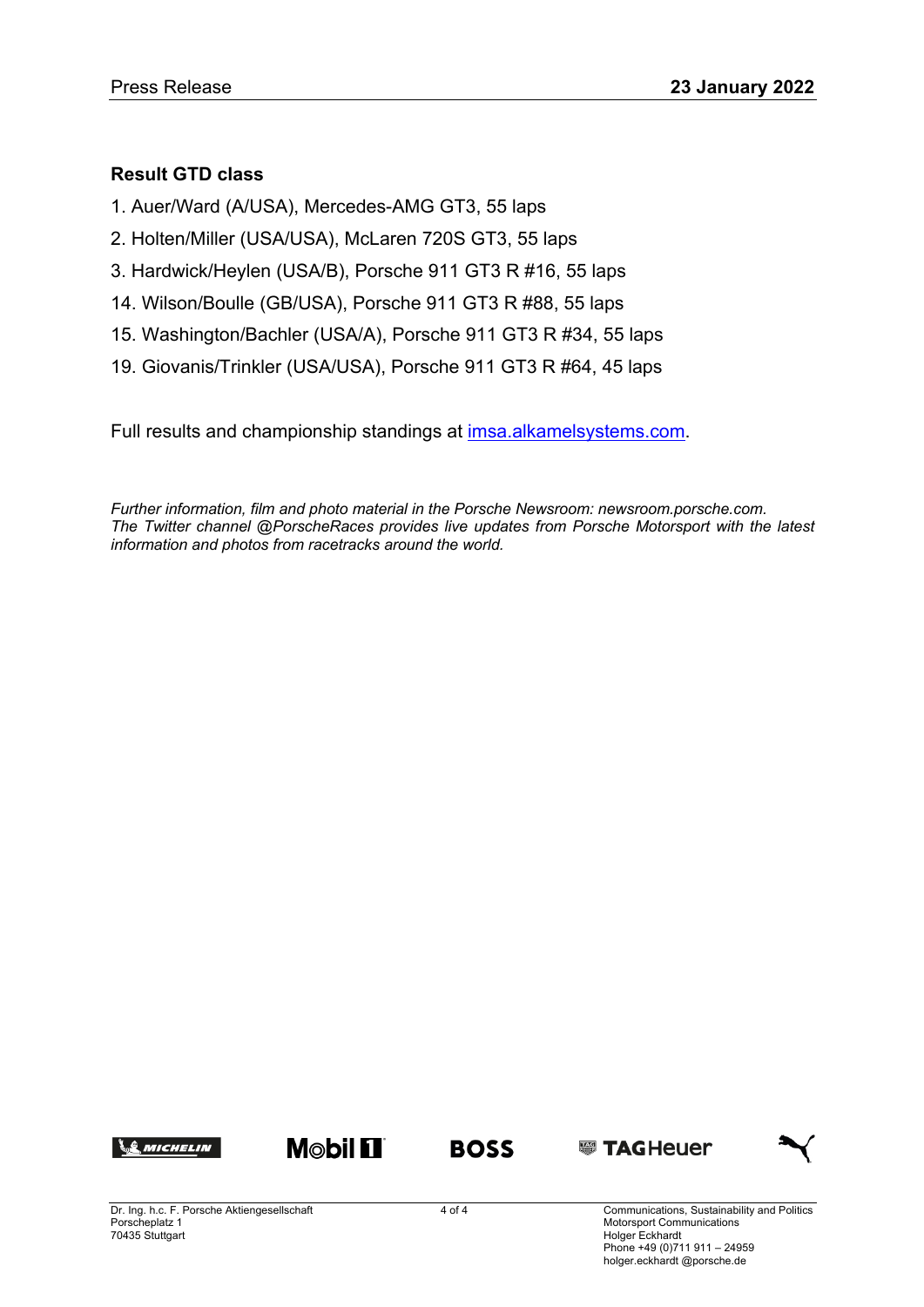**Result GTD class**

1. Auer/Ward (A/USA), Mercedes-AMG GT3, 55 laps
2. Holten/Miller (USA/USA), McLaren 720S GT3, 55 laps
3. Hardwick/Heylen (USA/B), Porsche 911 GT3 R #16, 55 laps
14. Wilson/Boulle (GB/USA), Porsche 911 GT3 R #88, 55 laps
15. Washington/Bachler (USA/A), Porsche 911 GT3 R #34, 55 laps
19. Giovanis/Trinkler (USA/USA), Porsche 911 GT3 R #64, 45 laps

Full results and championship standings at [imsa.alkamelsystems.com](imsa.alkamelsystems.com).

*Further information, film and photo material in the Porsche Newsroom: newsroom.porsche.com.*
*The Twitter channel @PorscheRaces provides live updates from Porsche Motorsport with the latest information and photos from racetracks around the world.*

Dr. Ing. h.c. F. Porsche Aktiengesellschaft
Porscheplatz 1
70435 Stuttgart

Communications, Sustainability and Politics
Motorsport Communications
Holger Eckhardt
Phone +49 (0)711 911 – 24959
holger.eckhardt @porsche.de